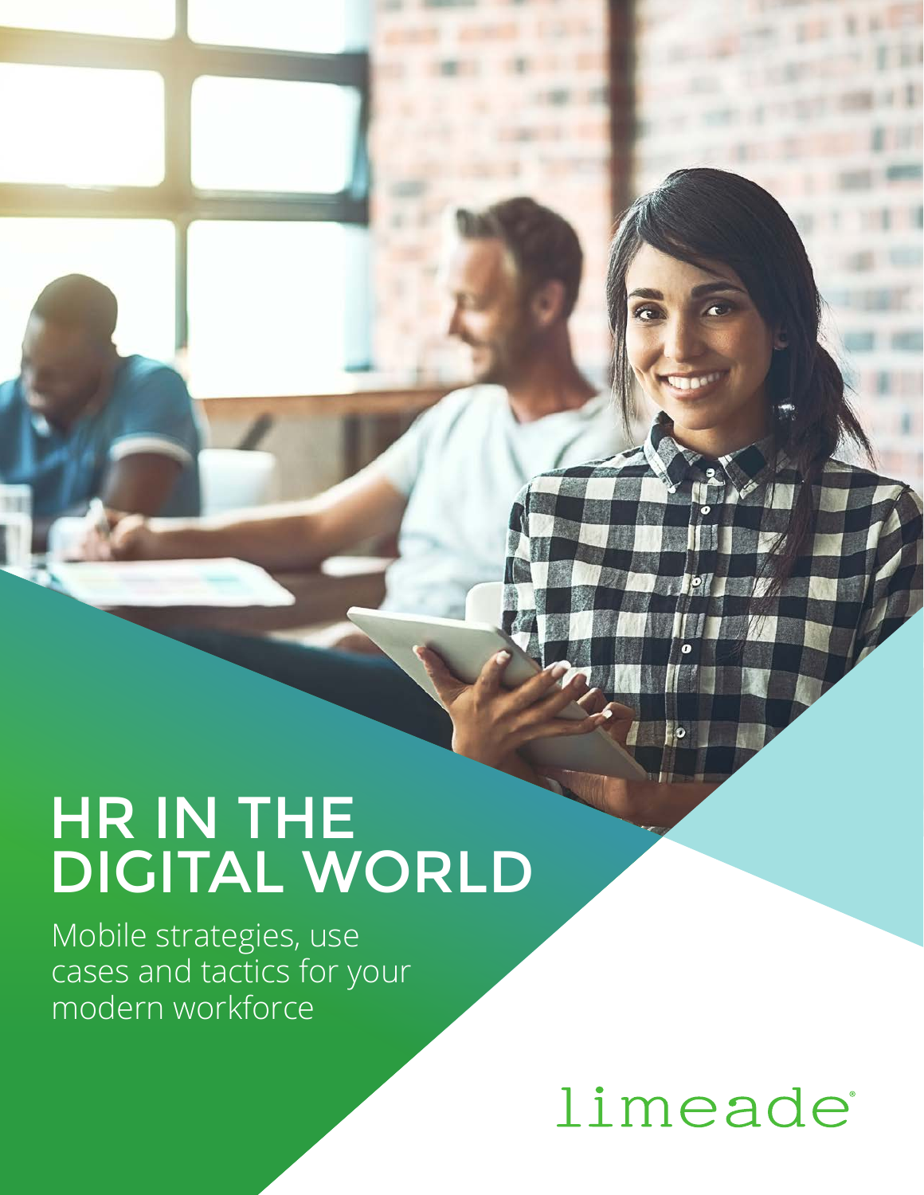# HR IN THE DIGITAL WORLD

Mobile strategies, use cases and tactics for your modern workforce

limeade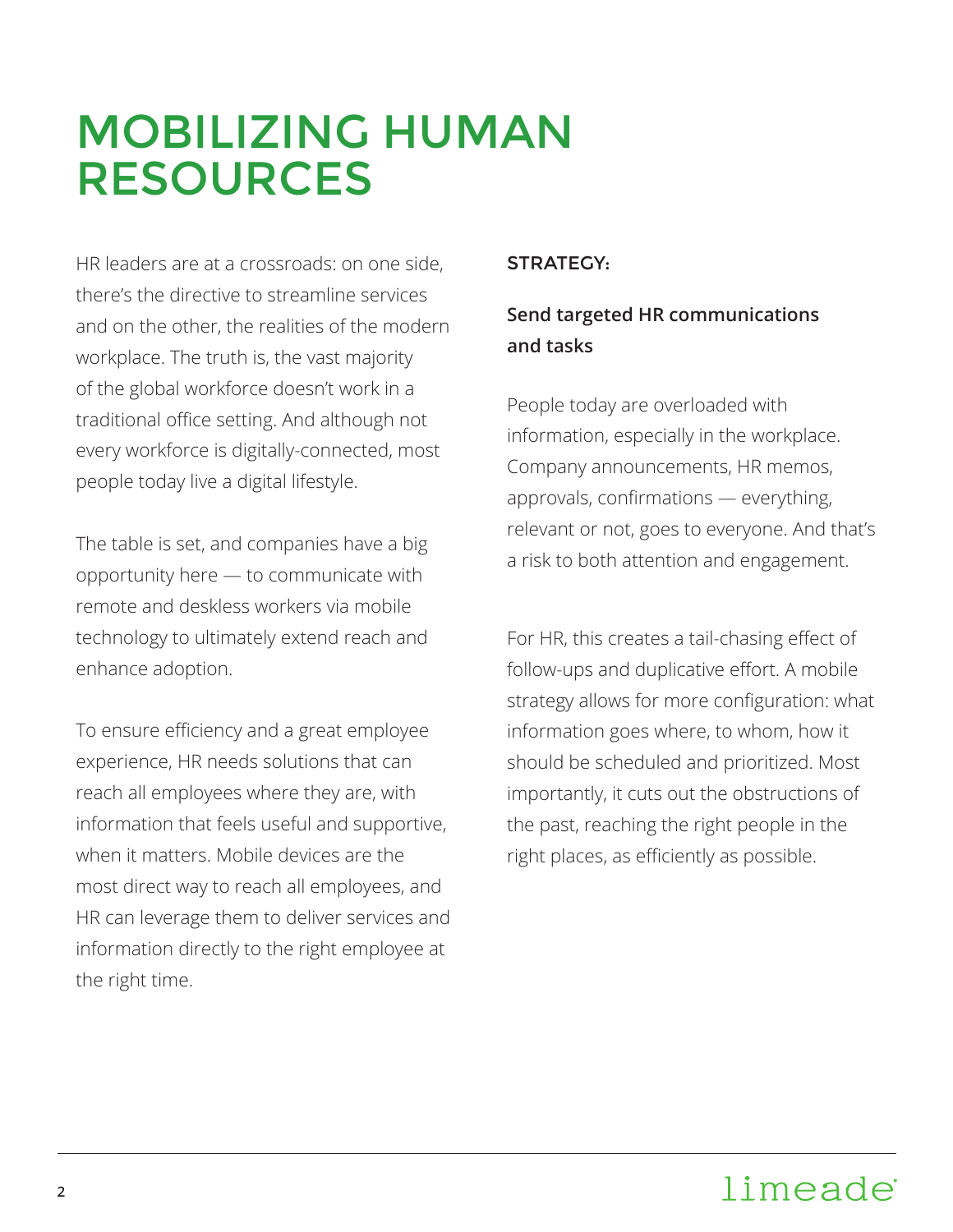# MOBILIZING HUMAN RESOURCES

HR leaders are at a crossroads: on one side, there's the directive to streamline services and on the other, the realities of the modern workplace. The truth is, the vast majority of the global workforce doesn't work in a traditional office setting. And although not every workforce is digitally-connected, most people today live a digital lifestyle.

The table is set, and companies have a big opportunity here — to communicate with remote and deskless workers via mobile technology to ultimately extend reach and enhance adoption.

To ensure efficiency and a great employee experience, HR needs solutions that can reach all employees where they are, with information that feels useful and supportive, when it matters. Mobile devices are the most direct way to reach all employees, and HR can leverage them to deliver services and information directly to the right employee at the right time.

### STRATEGY:

**Send targeted HR communications and tasks**

People today are overloaded with information, especially in the workplace. Company announcements, HR memos, approvals, confirmations — everything, relevant or not, goes to everyone. And that's a risk to both attention and engagement.

For HR, this creates a tail-chasing effect of follow-ups and duplicative effort. A mobile strategy allows for more configuration: what information goes where, to whom, how it should be scheduled and prioritized. Most importantly, it cuts out the obstructions of the past, reaching the right people in the right places, as efficiently as possible.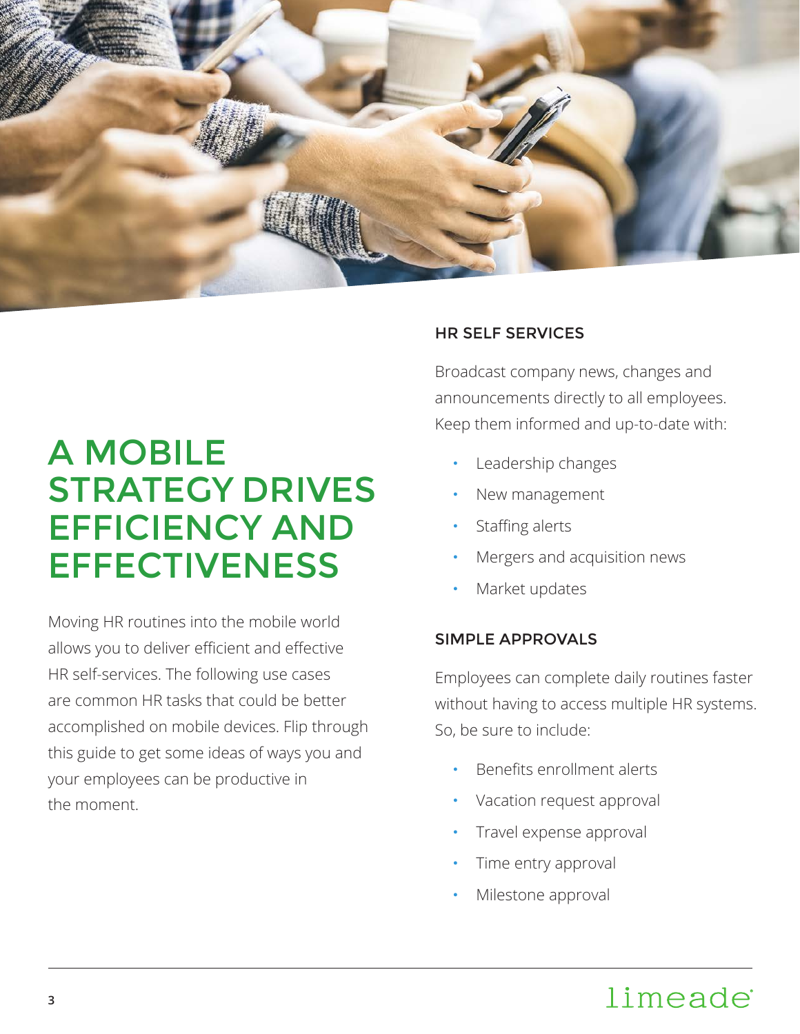# A MOBILE STRATEGY DRIVES EFFICIENCY AND EFFECTIVENESS

Moving HR routines into the mobile world allows you to deliver efficient and effective HR self-services. The following use cases are common HR tasks that could be better accomplished on mobile devices. Flip through this guide to get some ideas of ways you and your employees can be productive in the moment.

### HR SELF SERVICES

Broadcast company news, changes and announcements directly to all employees. Keep them informed and up-to-date with:

- Leadership changes
- New management
- Staffing alerts
- Mergers and acquisition news
- Market updates

### SIMPLE APPROVALS

Employees can complete daily routines faster without having to access multiple HR systems. So, be sure to include:

- Benefits enrollment alerts
- Vacation request approval
- Travel expense approval
- Time entry approval
- Milestone approval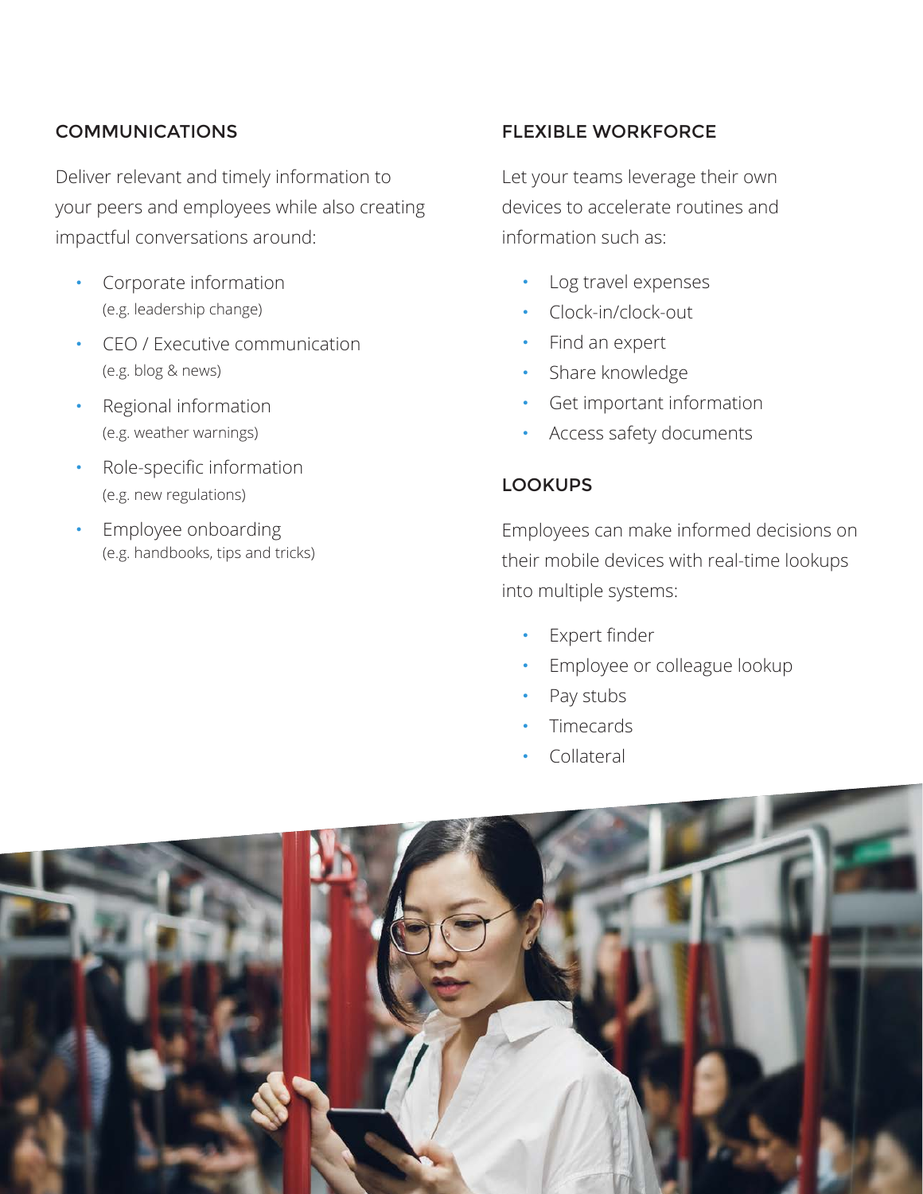## COMMUNICATIONS

Deliver relevant and timely information to your peers and employees while also creating impactful conversations around:

- Corporate information
  (e.g. leadership change)
- CEO / Executive communication
  (e.g. blog & news)
- Regional information
  (e.g. weather warnings)
- Role-specific information
  (e.g. new regulations)
- Employee onboarding
  (e.g. handbooks, tips and tricks)

## FLEXIBLE WORKFORCE

Let your teams leverage their own devices to accelerate routines and information such as:

- Log travel expenses
- Clock-in/clock-out
- Find an expert
- Share knowledge
- Get important information
- Access safety documents

## LOOKUPS

Employees can make informed decisions on their mobile devices with real-time lookups into multiple systems:

- Expert finder
- Employee or colleague lookup
- Pay stubs
- Timecards
- Collateral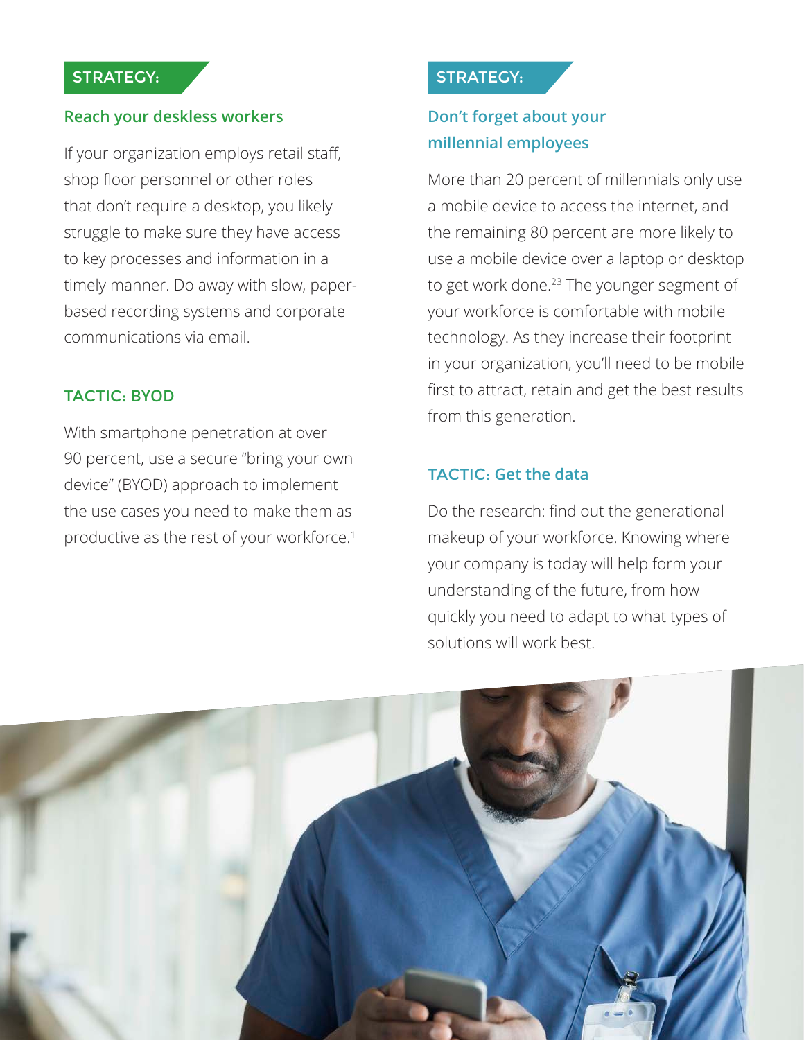## STRATEGY:

### Reach your deskless workers

If your organization employs retail staff, shop floor personnel or other roles that don't require a desktop, you likely struggle to make sure they have access to key processes and information in a timely manner. Do away with slow, paper-based recording systems and corporate communications via email.

### TACTIC: BYOD

With smartphone penetration at over 90 percent, use a secure "bring your own device" (BYOD) approach to implement the use cases you need to make them as productive as the rest of your workforce.[1]

## STRATEGY:

### Don't forget about your millennial employees

More than 20 percent of millennials only use a mobile device to access the internet, and the remaining 80 percent are more likely to use a mobile device over a laptop or desktop to get work done.[23] The younger segment of your workforce is comfortable with mobile technology. As they increase their footprint in your organization, you'll need to be mobile first to attract, retain and get the best results from this generation.

### TACTIC: Get the data

Do the research: find out the generational makeup of your workforce. Knowing where your company is today will help form your understanding of the future, from how quickly you need to adapt to what types of solutions will work best.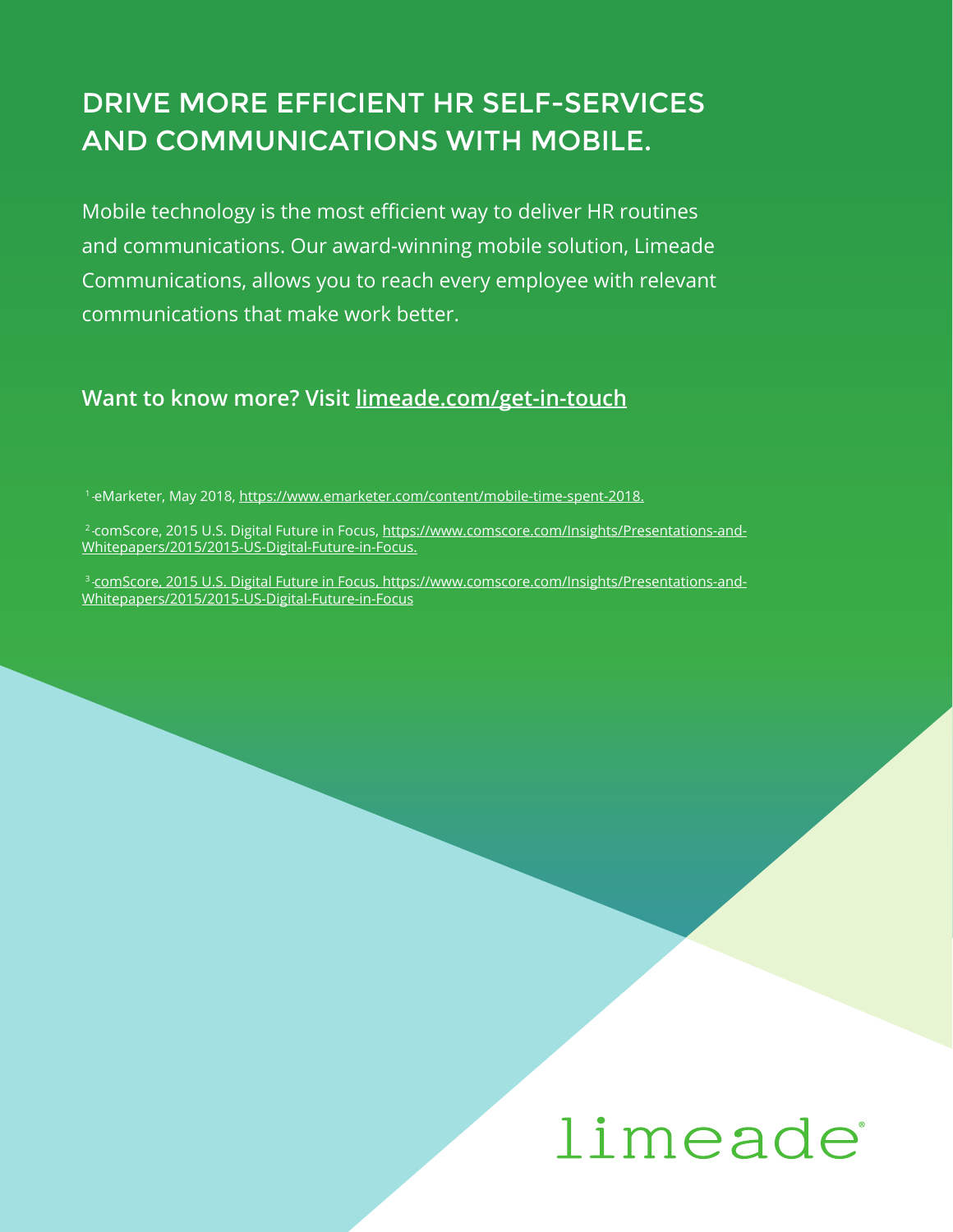# DRIVE MORE EFFICIENT HR SELF-SERVICES AND COMMUNICATIONS WITH MOBILE.

Mobile technology is the most efficient way to deliver HR routines and communications. Our award-winning mobile solution, Limeade Communications, allows you to reach every employee with relevant communications that make work better.

**Want to know more? Visit limeade.com/get-in-touch**

[1] eMarketer, May 2018, https://www.emarketer.com/content/mobile-time-spent-2018.

[2] comScore, 2015 U.S. Digital Future in Focus, https://www.comscore.com/Insights/Presentations-and-Whitepapers/2015/2015-US-Digital-Future-in-Focus.

[3] comScore, 2015 U.S. Digital Future in Focus, https://www.comscore.com/Insights/Presentations-and-Whitepapers/2015/2015-US-Digital-Future-in-Focus

limeade®